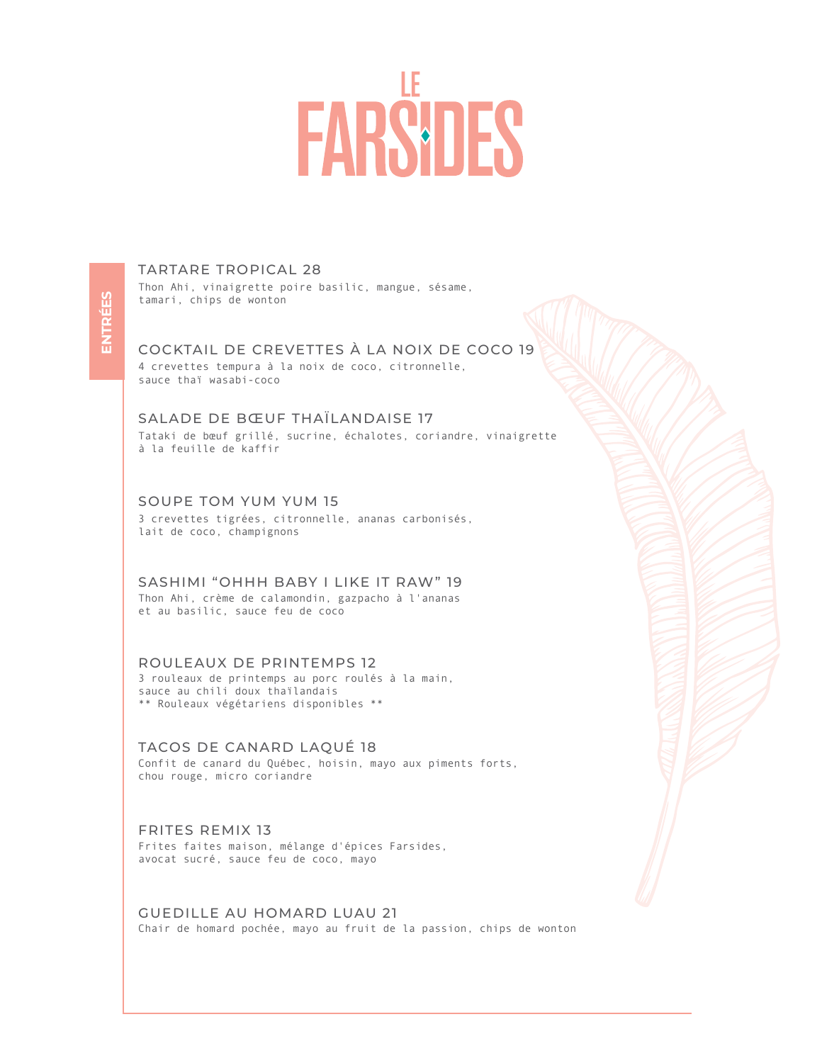# LE FARSIDES

## ENTRÉES

### TARTARE TROPICAL 28
Thon Ahi, vinaigrette poire basilic, mangue, sésame, tamari, chips de wonton

### COCKTAIL DE CREVETTES À LA NOIX DE COCO 19
4 crevettes tempura à la noix de coco, citronnelle, sauce thaï wasabi-coco

### SALADE DE BŒUF THAÏLANDAISE 17
Tataki de bœuf grillé, sucrine, échalotes, coriandre, vinaigrette à la feuille de kaffir

### SOUPE TOM YUM YUM 15
3 crevettes tigrées, citronnelle, ananas carbonisés, lait de coco, champignons

### SASHIMI “OHHH BABY I LIKE IT RAW” 19
Thon Ahi, crème de calamondin, gazpacho à l'ananas et au basilic, sauce feu de coco

### ROULEAUX DE PRINTEMPS 12
3 rouleaux de printemps au porc roulés à la main, sauce au chili doux thaïlandais
** Rouleaux végétariens disponibles **

### TACOS DE CANARD LAQUÉ 18
Confit de canard du Québec, hoisin, mayo aux piments forts, chou rouge, micro coriandre

### FRITES REMIX 13
Frites faites maison, mélange d'épices Farsides, avocat sucré, sauce feu de coco, mayo

### GUEDILLE AU HOMARD LUAU 21
Chair de homard pochée, mayo au fruit de la passion, chips de wonton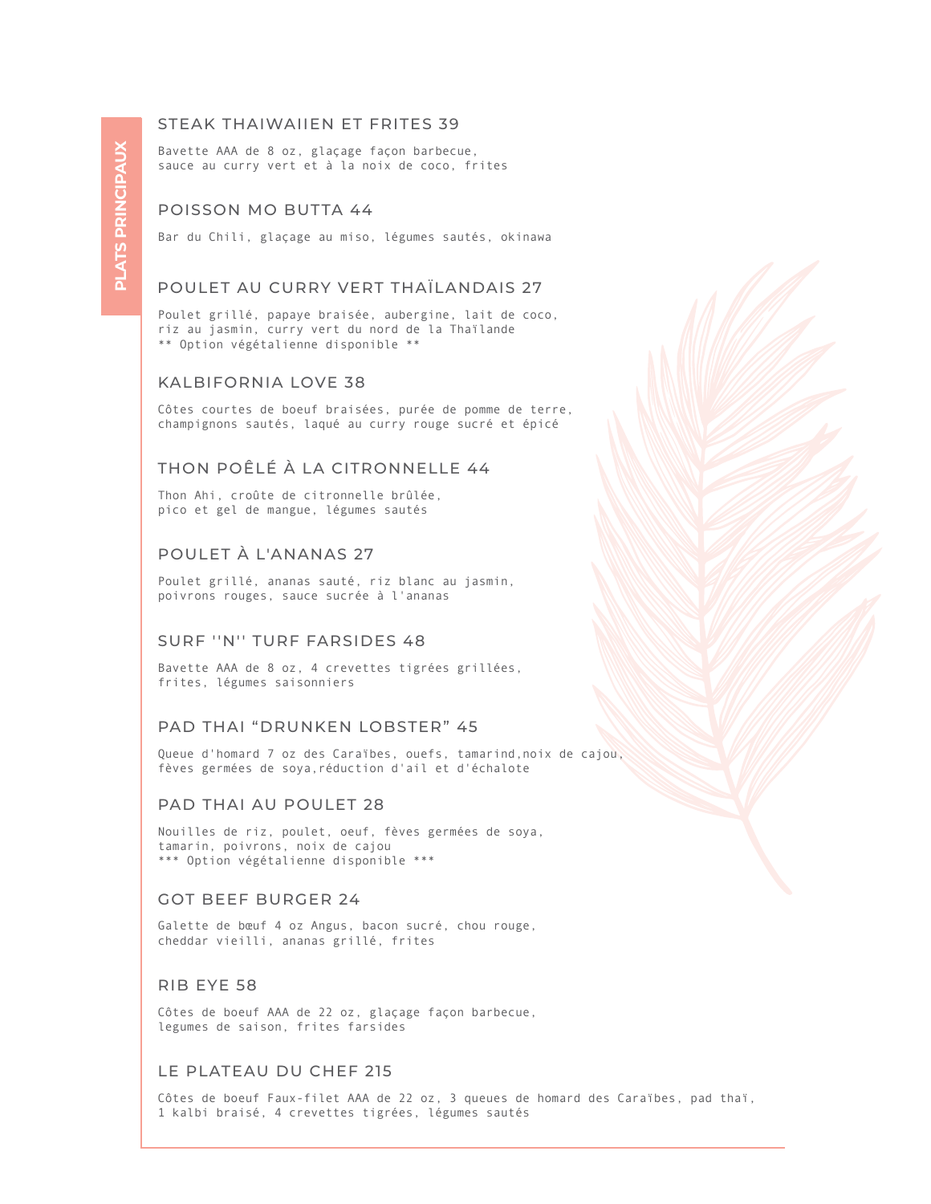## PLATS PRINCIPAUX

### STEAK THAIWAIIEN ET FRITES 39

Bavette AAA de 8 oz, glaçage façon barbecue,
sauce au curry vert et à la noix de coco, frites

### POISSON MO BUTTA 44

Bar du Chili, glaçage au miso, légumes sautés, okinawa

### POULET AU CURRY VERT THAÏLANDAIS 27

Poulet grillé, papaye braisée, aubergine, lait de coco,
riz au jasmin, curry vert du nord de la Thaïlande
** Option végétalienne disponible **

### KALBIFORNIA LOVE 38

Côtes courtes de boeuf braisées, purée de pomme de terre,
champignons sautés, laqué au curry rouge sucré et épicé

### THON POÊLÉ À LA CITRONNELLE 44

Thon Ahi, croûte de citronnelle brûlée,
pico et gel de mangue, légumes sautés

### POULET À L'ANANAS 27

Poulet grillé, ananas sauté, riz blanc au jasmin,
poivrons rouges, sauce sucrée à l'ananas

### SURF ''N'' TURF FARSIDES 48

Bavette AAA de 8 oz, 4 crevettes tigrées grillées,
frites, légumes saisonniers

### PAD THAI “DRUNKEN LOBSTER” 45

Queue d'homard 7 oz des Caraïbes, ouefs, tamarind,noix de cajou,
fèves germées de soya,réduction d'ail et d'échalote

### PAD THAI AU POULET 28

Nouilles de riz, poulet, oeuf, fèves germées de soya,
tamarin, poivrons, noix de cajou
*** Option végétalienne disponible ***

### GOT BEEF BURGER 24

Galette de bœuf 4 oz Angus, bacon sucré, chou rouge,
cheddar vieilli, ananas grillé, frites

### RIB EYE 58

Côtes de boeuf AAA de 22 oz, glaçage façon barbecue,
legumes de saison, frites farsides

### LE PLATEAU DU CHEF 215

Côtes de boeuf Faux-filet AAA de 22 oz, 3 queues de homard des Caraïbes, pad thaï,
1 kalbi braisé, 4 crevettes tigrées, légumes sautés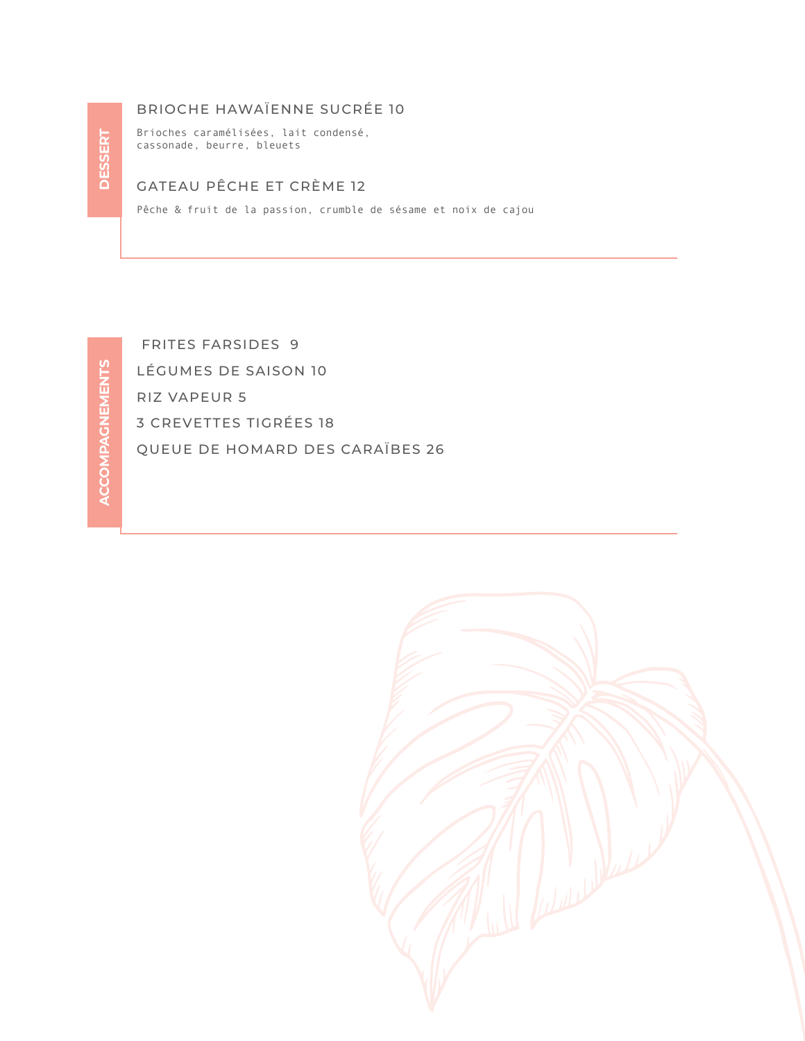## DESSERT

### BRIOCHE HAWAÏENNE SUCRÉE 10

Brioches caramélisées, lait condensé, cassonade, beurre, bleuets

### GATEAU PÊCHE ET CRÈME 12

Pêche & fruit de la passion, crumble de sésame et noix de cajou

## ACCOMPAGNEMENTS

FRITES FARSIDES 9

LÉGUMES DE SAISON 10

RIZ VAPEUR 5

3 CREVETTES TIGRÉES 18

QUEUE DE HOMARD DES CARAÏBES 26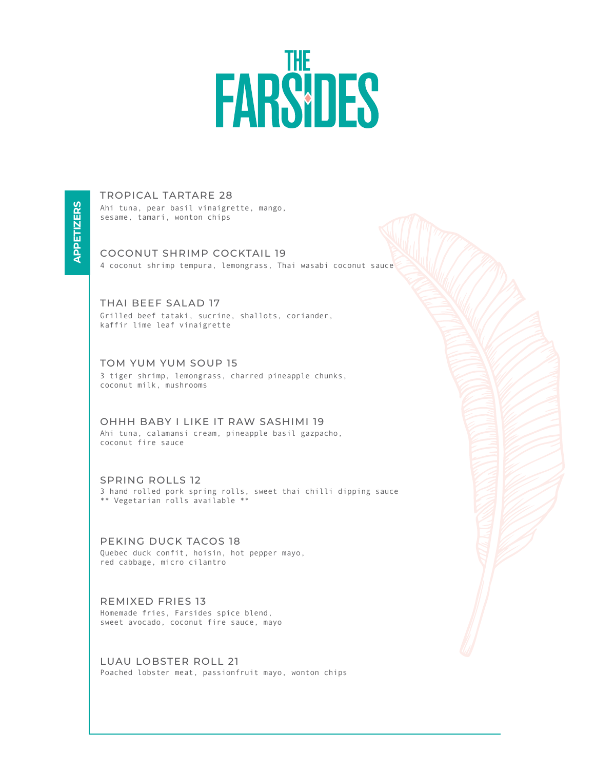# THE FARSIDES

## APPETIZERS

### TROPICAL TARTARE 28
Ahi tuna, pear basil vinaigrette, mango, sesame, tamari, wonton chips

### COCONUT SHRIMP COCKTAIL 19
4 coconut shrimp tempura, lemongrass, Thai wasabi coconut sauce

### THAI BEEF SALAD 17
Grilled beef tataki, sucrine, shallots, coriander, kaffir lime leaf vinaigrette

### TOM YUM YUM SOUP 15
3 tiger shrimp, lemongrass, charred pineapple chunks, coconut milk, mushrooms

### OHHH BABY I LIKE IT RAW SASHIMI 19
Ahi tuna, calamansi cream, pineapple basil gazpacho, coconut fire sauce

### SPRING ROLLS 12
3 hand rolled pork spring rolls, sweet thai chilli dipping sauce
** Vegetarian rolls available **

### PEKING DUCK TACOS 18
Quebec duck confit, hoisin, hot pepper mayo, red cabbage, micro cilantro

### REMIXED FRIES 13
Homemade fries, Farsides spice blend, sweet avocado, coconut fire sauce, mayo

### LUAU LOBSTER ROLL 21
Poached lobster meat, passionfruit mayo, wonton chips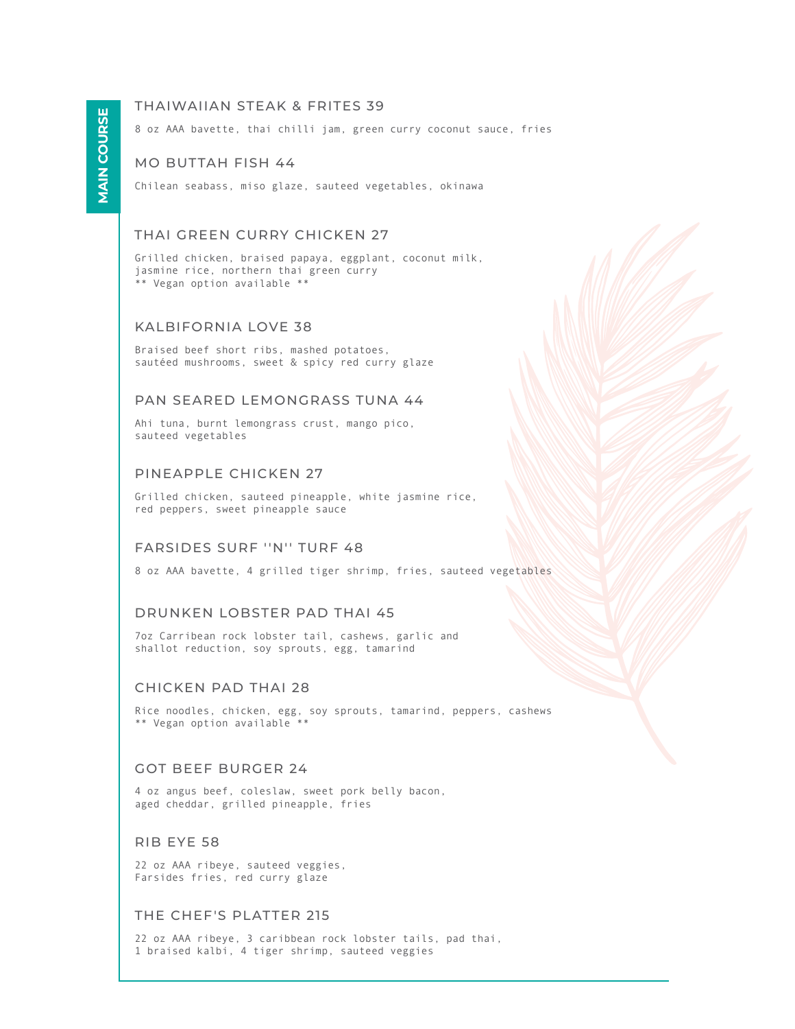# MAIN COURSE

### THAIWAIIAN STEAK & FRITES 39

8 oz AAA bavette, thai chilli jam, green curry coconut sauce, fries

### MO BUTTAH FISH 44

Chilean seabass, miso glaze, sauteed vegetables, okinawa

### THAI GREEN CURRY CHICKEN 27

Grilled chicken, braised papaya, eggplant, coconut milk, jasmine rice, northern thai green curry
** Vegan option available **

### KALBIFORNIA LOVE 38

Braised beef short ribs, mashed potatoes, sautéed mushrooms, sweet & spicy red curry glaze

### PAN SEARED LEMONGRASS TUNA 44

Ahi tuna, burnt lemongrass crust, mango pico, sauteed vegetables

### PINEAPPLE CHICKEN 27

Grilled chicken, sauteed pineapple, white jasmine rice, red peppers, sweet pineapple sauce

### FARSIDES SURF ''N'' TURF 48

8 oz AAA bavette, 4 grilled tiger shrimp, fries, sauteed vegetables

### DRUNKEN LOBSTER PAD THAI 45

7oz Carribean rock lobster tail, cashews, garlic and shallot reduction, soy sprouts, egg, tamarind

### CHICKEN PAD THAI 28

Rice noodles, chicken, egg, soy sprouts, tamarind, peppers, cashews
** Vegan option available **

### GOT BEEF BURGER 24

4 oz angus beef, coleslaw, sweet pork belly bacon, aged cheddar, grilled pineapple, fries

### RIB EYE 58

22 oz AAA ribeye, sauteed veggies, Farsides fries, red curry glaze

### THE CHEF'S PLATTER 215

22 oz AAA ribeye, 3 caribbean rock lobster tails, pad thai, 1 braised kalbi, 4 tiger shrimp, sauteed veggies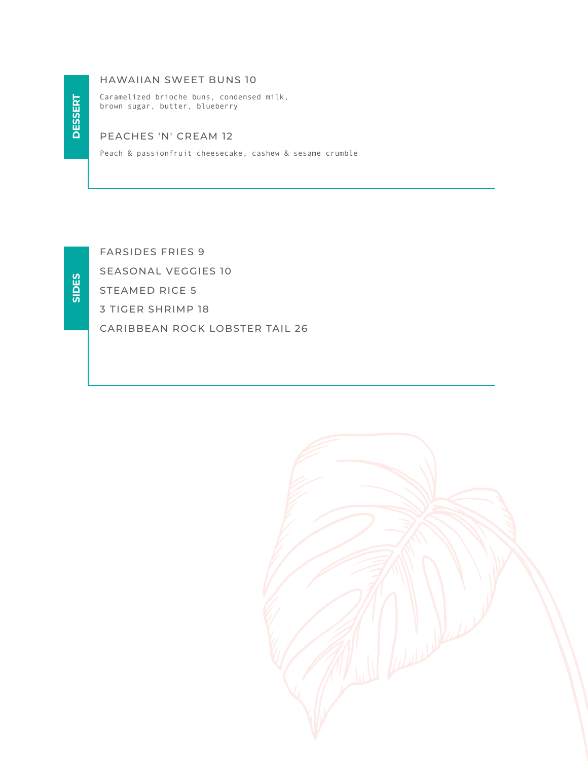## DESSERT

### HAWAIIAN SWEET BUNS 10

Caramelized brioche buns, condensed milk, brown sugar, butter, blueberry

### PEACHES 'N' CREAM 12

Peach & passionfruit cheesecake, cashew & sesame crumble

## SIDES

FARSIDES FRIES 9

SEASONAL VEGGIES 10

STEAMED RICE 5

3 TIGER SHRIMP 18

CARIBBEAN ROCK LOBSTER TAIL 26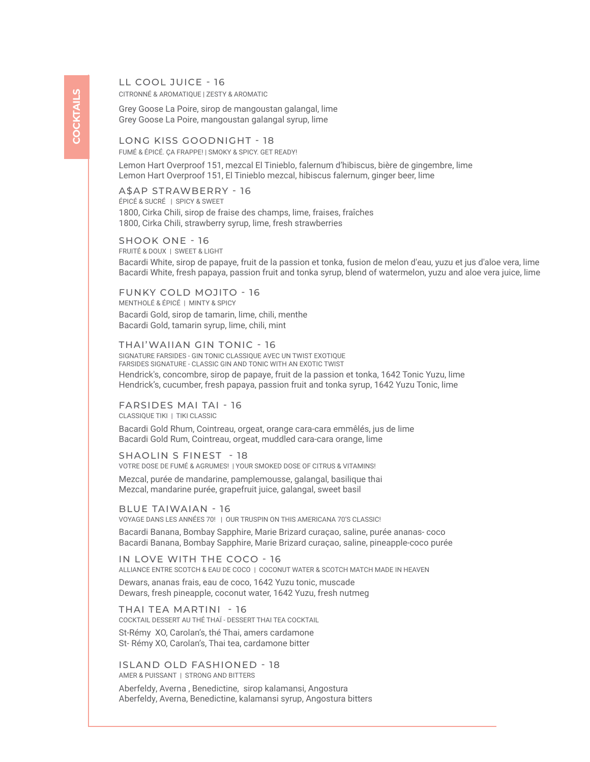# COCKTAILS

## LL COOL JUICE - 16

CITRONNÉ & AROMATIQUE | ZESTY & AROMATIC

Grey Goose La Poire, sirop de mangoustan galangal, lime
Grey Goose La Poire, mangoustan galangal syrup, lime

## LONG KISS GOODNIGHT - 18

FUMÉ & ÉPICÉ. ÇA FRAPPE! | SMOKY & SPICY. GET READY!

Lemon Hart Overproof 151, mezcal El Tinieblo, falernum d'hibiscus, bière de gingembre, lime
Lemon Hart Overproof 151, El Tinieblo mezcal, hibiscus falernum, ginger beer, lime

## A$AP STRAWBERRY - 16

ÉPICÉ & SUCRÉ | SPICY & SWEET

1800, Cirka Chili, sirop de fraise des champs, lime, fraises, fraîches
1800, Cirka Chili, strawberry syrup, lime, fresh strawberries

## SHOOK ONE - 16

FRUITÉ & DOUX | SWEET & LIGHT

Bacardi White, sirop de papaye, fruit de la passion et tonka, fusion de melon d'eau, yuzu et jus d'aloe vera, lime
Bacardi White, fresh papaya, passion fruit and tonka syrup, blend of watermelon, yuzu and aloe vera juice, lime

## FUNKY COLD MOJITO - 16

MENTHOLÉ & ÉPICÉ | MINTY & SPICY

Bacardi Gold, sirop de tamarin, lime, chili, menthe
Bacardi Gold, tamarin syrup, lime, chili, mint

## THAI'WAIIAN GIN TONIC - 16

SIGNATURE FARSIDES - GIN TONIC CLASSIQUE AVEC UN TWIST EXOTIQUE
FARSIDES SIGNATURE - CLASSIC GIN AND TONIC WITH AN EXOTIC TWIST

Hendrick's, concombre, sirop de papaye, fruit de la passion et tonka, 1642 Tonic Yuzu, lime
Hendrick's, cucumber, fresh papaya, passion fruit and tonka syrup, 1642 Yuzu Tonic, lime

## FARSIDES MAI TAI - 16

CLASSIQUE TIKI | TIKI CLASSIC

Bacardi Gold Rhum, Cointreau, orgeat, orange cara-cara emmêlés, jus de lime
Bacardi Gold Rum, Cointreau, orgeat, muddled cara-cara orange, lime

## SHAOLIN S FINEST - 18

VOTRE DOSE DE FUMÉ & AGRUMES! | YOUR SMOKED DOSE OF CITRUS & VITAMINS!

Mezcal, purée de mandarine, pamplemousse, galangal, basilique thai
Mezcal, mandarine purée, grapefruit juice, galangal, sweet basil

## BLUE TAIWAIAN - 16

VOYAGE DANS LES ANNÉES 70! | OUR TRUSPIN ON THIS AMERICANA 70'S CLASSIC!

Bacardi Banana, Bombay Sapphire, Marie Brizard curaçao, saline, purée ananas- coco
Bacardi Banana, Bombay Sapphire, Marie Brizard curaçao, saline, pineapple-coco purée

## IN LOVE WITH THE COCO - 16

ALLIANCE ENTRE SCOTCH & EAU DE COCO | COCONUT WATER & SCOTCH MATCH MADE IN HEAVEN

Dewars, ananas frais, eau de coco, 1642 Yuzu tonic, muscade
Dewars, fresh pineapple, coconut water, 1642 Yuzu, fresh nutmeg

## THAI TEA MARTINI - 16

COCKTAIL DESSERT AU THÉ THAÏ - DESSERT THAI TEA COCKTAIL

St-Rémy XO, Carolan's, thé Thai, amers cardamone
St- Rémy XO, Carolan's, Thai tea, cardamone bitter

## ISLAND OLD FASHIONED - 18

AMER & PUISSANT | STRONG AND BITTERS

Aberfeldy, Averna , Benedictine, sirop kalamansi, Angostura
Aberfeldy, Averna, Benedictine, kalamansi syrup, Angostura bitters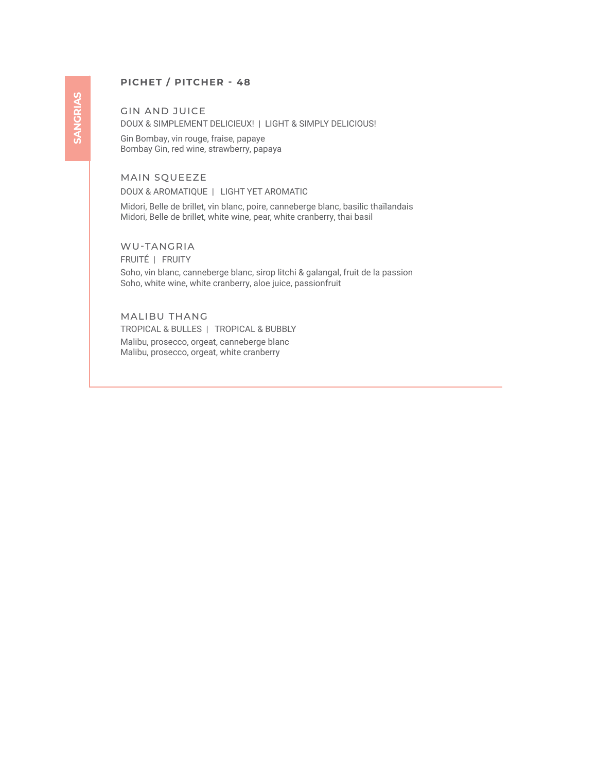SANGRIAS

## PICHET / PITCHER - 48

### GIN AND JUICE

DOUX & SIMPLEMENT DELICIEUX! | LIGHT & SIMPLY DELICIOUS!

Gin Bombay, vin rouge, fraise, papaye
Bombay Gin, red wine, strawberry, papaya

### MAIN SQUEEZE

DOUX & AROMATIQUE | LIGHT YET AROMATIC

Midori, Belle de brillet, vin blanc, poire, canneberge blanc, basilic thaïlandais
Midori, Belle de brillet, white wine, pear, white cranberry, thai basil

### WU-TANGRIA

FRUITÉ | FRUITY

Soho, vin blanc, canneberge blanc, sirop litchi & galangal, fruit de la passion
Soho, white wine, white cranberry, aloe juice, passionfruit

### MALIBU THANG

TROPICAL & BULLES | TROPICAL & BUBBLY

Malibu, prosecco, orgeat, canneberge blanc
Malibu, prosecco, orgeat, white cranberry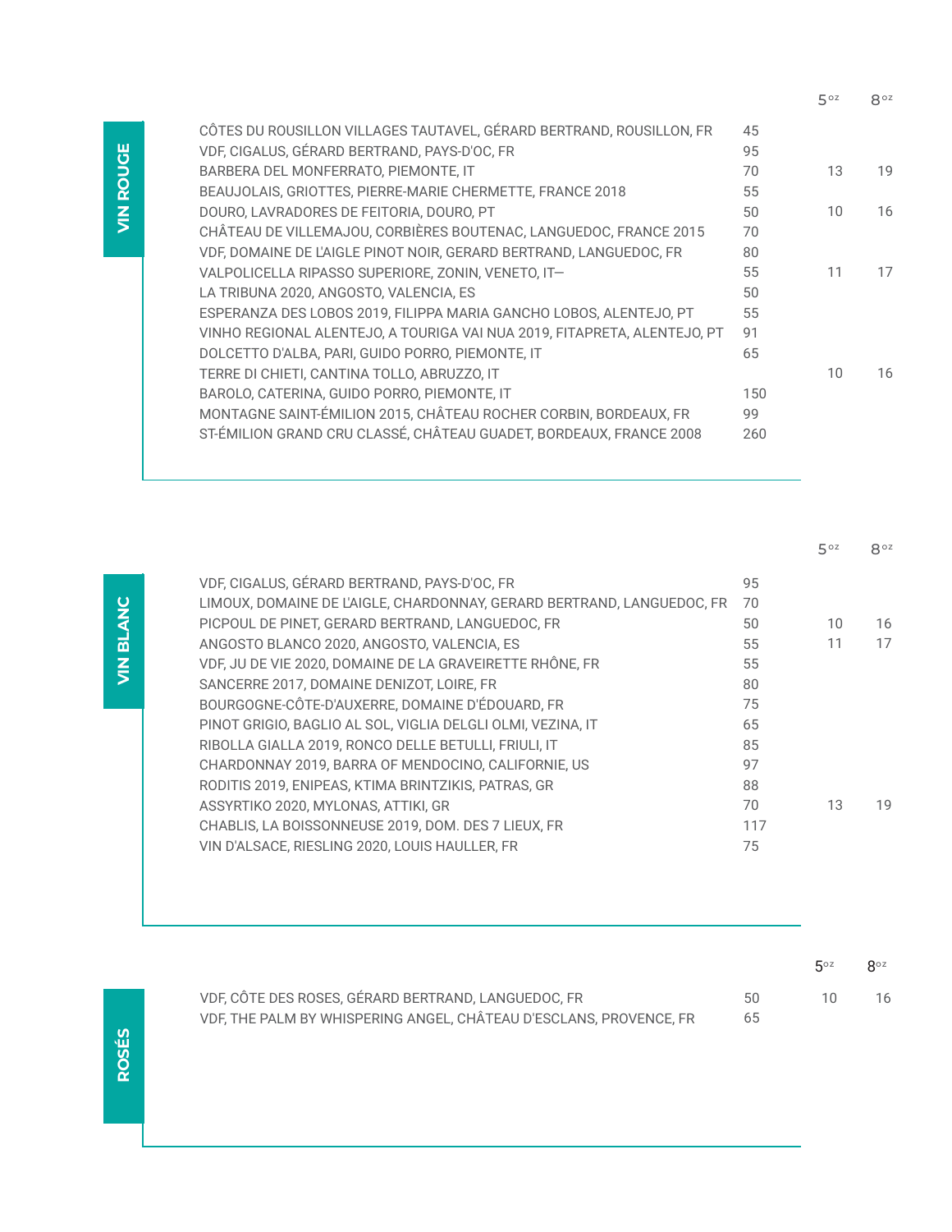## VIN ROUGE

| | | 5oz | 8oz |
|---|---|---|---|
| CÔTES DU ROUSILLON VILLAGES TAUTAVEL, GÉRARD BERTRAND, ROUSILLON, FR | 45 | | |
| VDF, CIGALUS, GÉRARD BERTRAND, PAYS-D'OC, FR | 95 | | |
| BARBERA DEL MONFERRATO, PIEMONTE, IT | 70 | 13 | 19 |
| BEAUJOLAIS, GRIOTTES, PIERRE-MARIE CHERMETTE, FRANCE 2018 | 55 | | |
| DOURO, LAVRADORES DE FEITORIA, DOURO, PT | 50 | 10 | 16 |
| CHÂTEAU DE VILLEMAJOU, CORBIÈRES BOUTENAC, LANGUEDOC, FRANCE 2015 | 70 | | |
| VDF, DOMAINE DE L'AIGLE PINOT NOIR, GERARD BERTRAND, LANGUEDOC, FR | 80 | | |
| VALPOLICELLA RIPASSO SUPERIORE, ZONIN, VENETO, IT— | 55 | 11 | 17 |
| LA TRIBUNA 2020, ANGOSTO, VALENCIA, ES | 50 | | |
| ESPERANZA DES LOBOS 2019, FILIPPA MARIA GANCHO LOBOS, ALENTEJO, PT | 55 | | |
| VINHO REGIONAL ALENTEJO, A TOURIGA VAI NUA 2019, FITAPRETA, ALENTEJO, PT | 91 | | |
| DOLCETTO D'ALBA, PARI, GUIDO PORRO, PIEMONTE, IT | 65 | | |
| TERRE DI CHIETI, CANTINA TOLLO, ABRUZZO, IT | | 10 | 16 |
| BAROLO, CATERINA, GUIDO PORRO, PIEMONTE, IT | 150 | | |
| MONTAGNE SAINT-ÉMILION 2015, CHÂTEAU ROCHER CORBIN, BORDEAUX, FR | 99 | | |
| ST-ÉMILION GRAND CRU CLASSÉ, CHÂTEAU GUADET, BORDEAUX, FRANCE 2008 | 260 | | |

## VIN BLANC

| | | 5oz | 8oz |
|---|---|---|---|
| VDF, CIGALUS, GÉRARD BERTRAND, PAYS-D'OC, FR | 95 | | |
| LIMOUX, DOMAINE DE L'AIGLE, CHARDONNAY, GERARD BERTRAND, LANGUEDOC, FR | 70 | | |
| PICPOUL DE PINET, GERARD BERTRAND, LANGUEDOC, FR | 50 | 10 | 16 |
| ANGOSTO BLANCO 2020, ANGOSTO, VALENCIA, ES | 55 | 11 | 17 |
| VDF, JU DE VIE 2020, DOMAINE DE LA GRAVEIRETTE RHÔNE, FR | 55 | | |
| SANCERRE 2017, DOMAINE DENIZOT, LOIRE, FR | 80 | | |
| BOURGOGNE-CÔTE-D'AUXERRE, DOMAINE D'ÉDOUARD, FR | 75 | | |
| PINOT GRIGIO, BAGLIO AL SOL, VIGLIA DELGLI OLMI, VEZINA, IT | 65 | | |
| RIBOLLA GIALLA 2019, RONCO DELLE BETULLI, FRIULI, IT | 85 | | |
| CHARDONNAY 2019, BARRA OF MENDOCINO, CALIFORNIE, US | 97 | | |
| RODITIS 2019, ENIPEAS, KTIMA BRINTZIKIS, PATRAS, GR | 88 | | |
| ASSYRTIKO 2020, MYLONAS, ATTIKI, GR | 70 | 13 | 19 |
| CHABLIS, LA BOISSONNEUSE 2019, DOM. DES 7 LIEUX, FR | 117 | | |
| VIN D'ALSACE, RIESLING 2020, LOUIS HAULLER, FR | 75 | | |

## ROSÉS

| | | 5oz | 8oz |
|---|---|---|---|
| VDF, CÔTE DES ROSES, GÉRARD BERTRAND, LANGUEDOC, FR | 50 | 10 | 16 |
| VDF, THE PALM BY WHISPERING ANGEL, CHÂTEAU D'ESCLANS, PROVENCE, FR | 65 | | |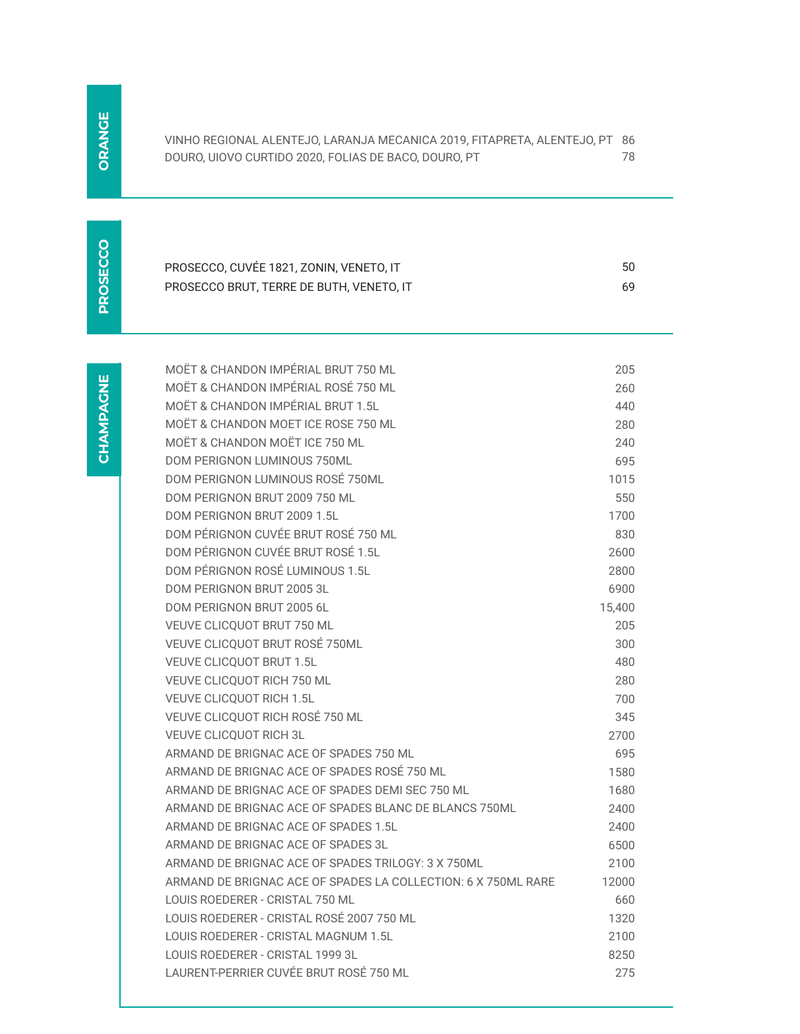## ORANGE

| | |
|---|---|
| VINHO REGIONAL ALENTEJO, LARANJA MECANICA 2019, FITAPRETA, ALENTEJO, PT | 86 |
| DOURO, UIOVO CURTIDO 2020, FOLIAS DE BACO, DOURO, PT | 78 |

## PROSECCO

| | |
|---|---|
| PROSECCO, CUVÉE 1821, ZONIN, VENETO, IT | 50 |
| PROSECCO BRUT, TERRE DE BUTH, VENETO, IT | 69 |

## CHAMPAGNE

| | |
|---|---|
| MOËT & CHANDON IMPÉRIAL BRUT 750 ML | 205 |
| MOËT & CHANDON IMPÉRIAL ROSÉ 750 ML | 260 |
| MOËT & CHANDON IMPÉRIAL BRUT 1.5L | 440 |
| MOËT & CHANDON MOET ICE ROSE 750 ML | 280 |
| MOËT & CHANDON MOËT ICE 750 ML | 240 |
| DOM PERIGNON LUMINOUS 750ML | 695 |
| DOM PERIGNON LUMINOUS ROSÉ 750ML | 1015 |
| DOM PERIGNON BRUT 2009 750 ML | 550 |
| DOM PERIGNON BRUT 2009 1.5L | 1700 |
| DOM PÉRIGNON CUVÉE BRUT ROSÉ 750 ML | 830 |
| DOM PÉRIGNON CUVÉE BRUT ROSÉ 1.5L | 2600 |
| DOM PÉRIGNON ROSÉ LUMINOUS 1.5L | 2800 |
| DOM PERIGNON BRUT 2005 3L | 6900 |
| DOM PERIGNON BRUT 2005 6L | 15,400 |
| VEUVE CLICQUOT BRUT 750 ML | 205 |
| VEUVE CLICQUOT BRUT ROSÉ 750ML | 300 |
| VEUVE CLICQUOT BRUT 1.5L | 480 |
| VEUVE CLICQUOT RICH 750 ML | 280 |
| VEUVE CLICQUOT RICH 1.5L | 700 |
| VEUVE CLICQUOT RICH ROSÉ 750 ML | 345 |
| VEUVE CLICQUOT RICH 3L | 2700 |
| ARMAND DE BRIGNAC ACE OF SPADES 750 ML | 695 |
| ARMAND DE BRIGNAC ACE OF SPADES ROSÉ 750 ML | 1580 |
| ARMAND DE BRIGNAC ACE OF SPADES DEMI SEC 750 ML | 1680 |
| ARMAND DE BRIGNAC ACE OF SPADES BLANC DE BLANCS 750ML | 2400 |
| ARMAND DE BRIGNAC ACE OF SPADES 1.5L | 2400 |
| ARMAND DE BRIGNAC ACE OF SPADES 3L | 6500 |
| ARMAND DE BRIGNAC ACE OF SPADES TRILOGY: 3 X 750ML | 2100 |
| ARMAND DE BRIGNAC ACE OF SPADES LA COLLECTION: 6 X 750ML RARE | 12000 |
| LOUIS ROEDERER - CRISTAL 750 ML | 660 |
| LOUIS ROEDERER - CRISTAL ROSÉ 2007 750 ML | 1320 |
| LOUIS ROEDERER - CRISTAL MAGNUM 1.5L | 2100 |
| LOUIS ROEDERER - CRISTAL 1999 3L | 8250 |
| LAURENT-PERRIER CUVÉE BRUT ROSÉ 750 ML | 275 |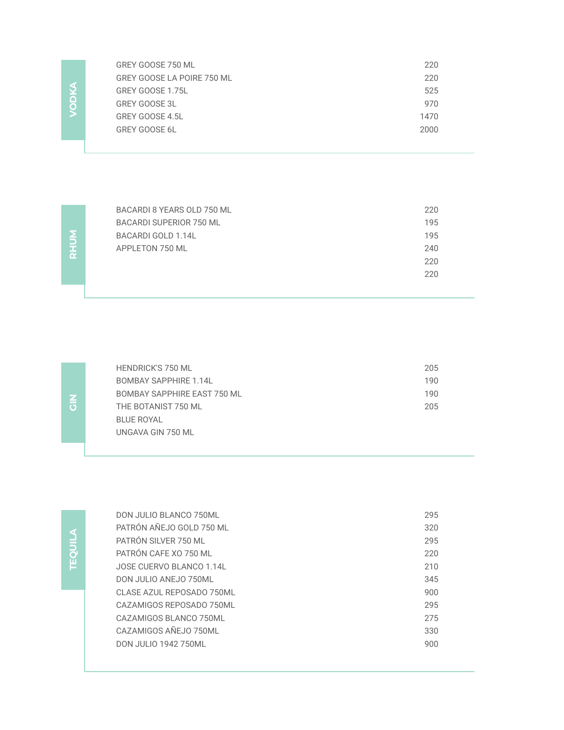## VODKA

| | |
|---|---|
| GREY GOOSE 750 ML | 220 |
| GREY GOOSE LA POIRE 750 ML | 220 |
| GREY GOOSE 1.75L | 525 |
| GREY GOOSE 3L | 970 |
| GREY GOOSE 4.5L | 1470 |
| GREY GOOSE 6L | 2000 |

## RHUM

| | |
|---|---|
| BACARDI 8 YEARS OLD 750 ML | 220 |
| BACARDI SUPERIOR 750 ML | 195 |
| BACARDI GOLD 1.14L | 195 |
| APPLETON 750 ML | 240 |
| | 220 |
| | 220 |

## GIN

| | |
|---|---|
| HENDRICK'S 750 ML | 205 |
| BOMBAY SAPPHIRE 1.14L | 190 |
| BOMBAY SAPPHIRE EAST 750 ML | 190 |
| THE BOTANIST 750 ML | 205 |
| BLUE ROYAL | |
| UNGAVA GIN 750 ML | |

## TEQUILA

| | |
|---|---|
| DON JULIO BLANCO 750ML | 295 |
| PATRÓN AÑEJO GOLD 750 ML | 320 |
| PATRÓN SILVER 750 ML | 295 |
| PATRÓN CAFE XO 750 ML | 220 |
| JOSE CUERVO BLANCO 1.14L | 210 |
| DON JULIO ANEJO 750ML | 345 |
| CLASE AZUL REPOSADO 750ML | 900 |
| CAZAMIGOS REPOSADO 750ML | 295 |
| CAZAMIGOS BLANCO 750ML | 275 |
| CAZAMIGOS AÑEJO 750ML | 330 |
| DON JULIO 1942 750ML | 900 |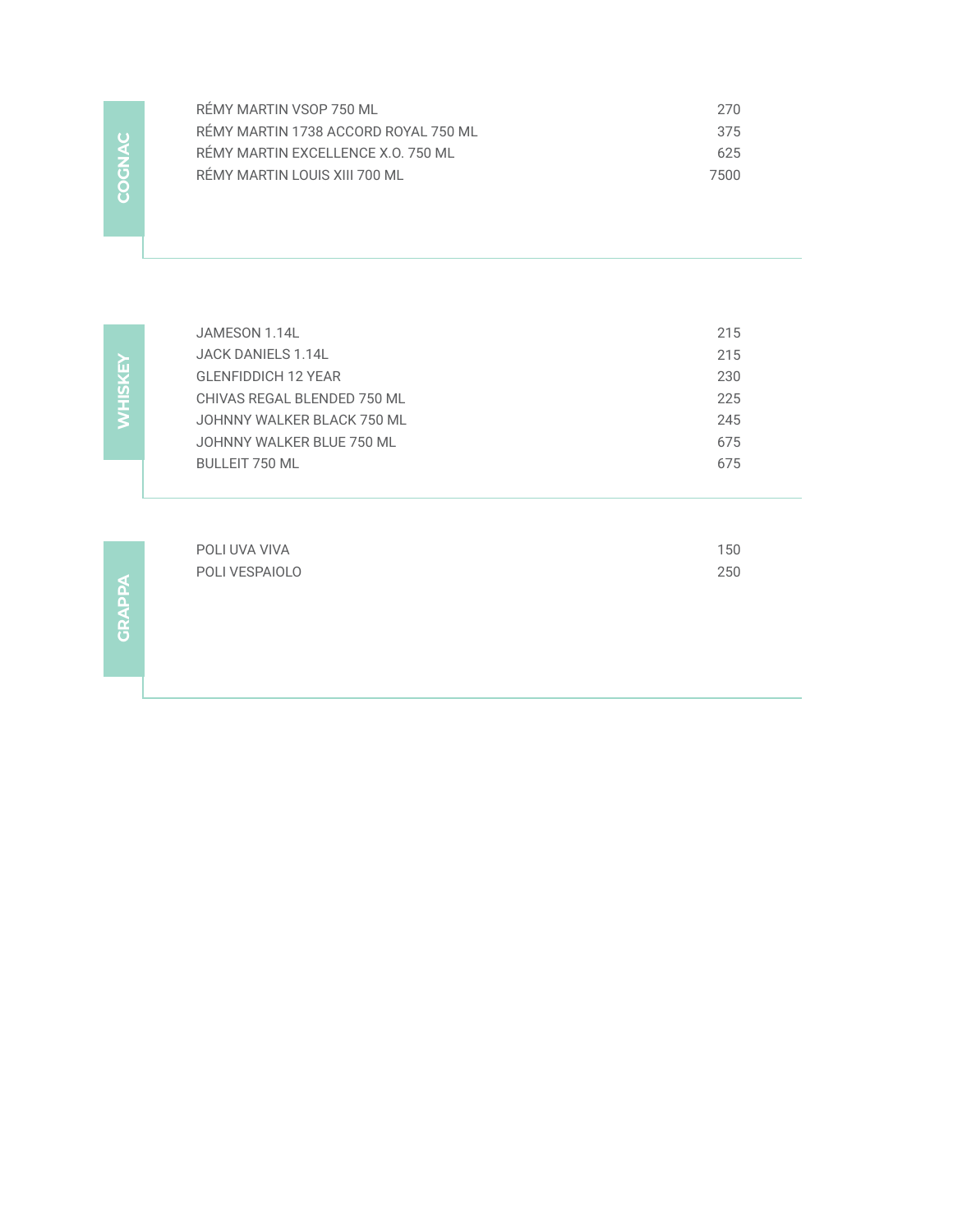## COCNAC

| | |
|---|---|
| RÉMY MARTIN VSOP 750 ML | 270 |
| RÉMY MARTIN 1738 ACCORD ROYAL 750 ML | 375 |
| RÉMY MARTIN EXCELLENCE X.O. 750 ML | 625 |
| RÉMY MARTIN LOUIS XIII 700 ML | 7500 |

## WHISKEY

| | |
|---|---|
| JAMESON 1.14L | 215 |
| JACK DANIELS 1.14L | 215 |
| GLENFIDDICH 12 YEAR | 230 |
| CHIVAS REGAL BLENDED 750 ML | 225 |
| JOHNNY WALKER BLACK 750 ML | 245 |
| JOHNNY WALKER BLUE 750 ML | 675 |
| BULLEIT 750 ML | 675 |

## GRAPPA

| | |
|---|---|
| POLI UVA VIVA | 150 |
| POLI VESPAIOLO | 250 |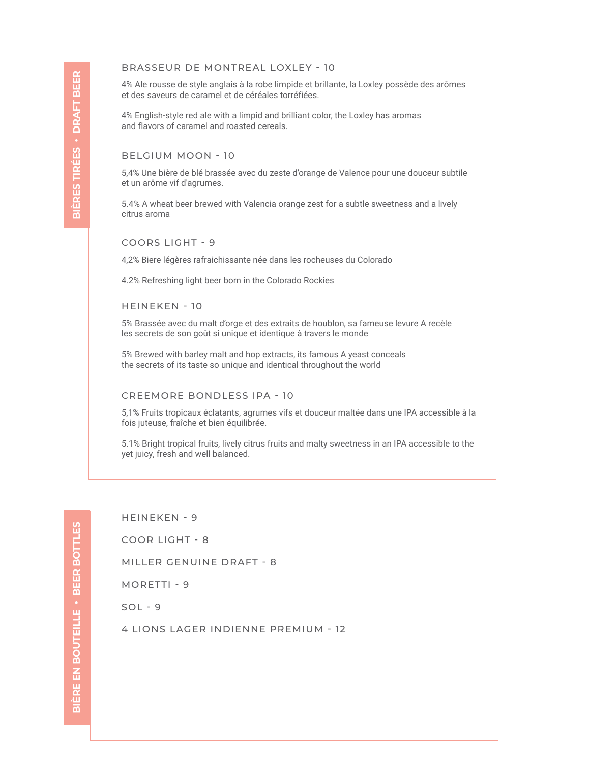## BIÈRES TIRÉES • DRAFT BEER

### BRASSEUR DE MONTREAL LOXLEY - 10

4% Ale rousse de style anglais à la robe limpide et brillante, la Loxley possède des arômes et des saveurs de caramel et de céréales torréfiées.

4% English-style red ale with a limpid and brilliant color, the Loxley has aromas and flavors of caramel and roasted cereals.

### BELGIUM MOON - 10

5,4% Une bière de blé brassée avec du zeste d'orange de Valence pour une douceur subtile et un arôme vif d'agrumes.

5.4% A wheat beer brewed with Valencia orange zest for a subtle sweetness and a lively citrus aroma

### COORS LIGHT - 9

4,2% Biere légères rafraichissante née dans les rocheuses du Colorado

4.2% Refreshing light beer born in the Colorado Rockies

### HEINEKEN - 10

5% Brassée avec du malt d'orge et des extraits de houblon, sa fameuse levure A recèle les secrets de son goût si unique et identique à travers le monde

5% Brewed with barley malt and hop extracts, its famous A yeast conceals the secrets of its taste so unique and identical throughout the world

### CREEMORE BONDLESS IPA - 10

5,1% Fruits tropicaux éclatants, agrumes vifs et douceur maltée dans une IPA accessible à la fois juteuse, fraîche et bien équilibrée.

5.1% Bright tropical fruits, lively citrus fruits and malty sweetness in an IPA accessible to the yet juicy, fresh and well balanced.

## BIÈRE EN BOUTEILLE • BEER BOTTLES

HEINEKEN - 9

COOR LIGHT - 8

MILLER GENUINE DRAFT - 8

MORETTI - 9

SOL - 9

4 LIONS LAGER INDIENNE PREMIUM - 12